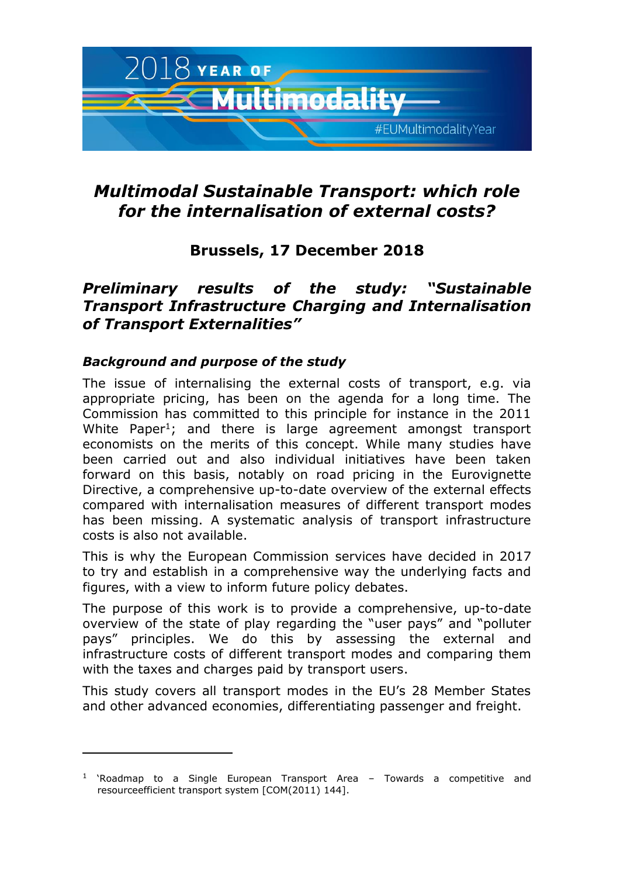# *Multimodal Sustainable Transport: which role for the internalisation of external costs?*

## Brussels, 17 December 2018

## *Preliminary results of the study: "Sustainable Transport Infrastructure Charging and Internalisation of Transport Externalities"*

### *Background and purpose of the study*

The issue of internalising the external costs of transport, e.g. via appropriate pricing, has been on the agenda for a long time. The Commission has committed to this principle for instance in the 2011 White Paper[1]; and there is large agreement amongst transport economists on the merits of this concept. While many studies have been carried out and also individual initiatives have been taken forward on this basis, notably on road pricing in the Eurovignette Directive, a comprehensive up-to-date overview of the external effects compared with internalisation measures of different transport modes has been missing. A systematic analysis of transport infrastructure costs is also not available.

This is why the European Commission services have decided in 2017 to try and establish in a comprehensive way the underlying facts and figures, with a view to inform future policy debates.

The purpose of this work is to provide a comprehensive, up-to-date overview of the state of play regarding the "user pays" and "polluter pays" principles. We do this by assessing the external and infrastructure costs of different transport modes and comparing them with the taxes and charges paid by transport users.

This study covers all transport modes in the EU's 28 Member States and other advanced economies, differentiating passenger and freight.

---

[1] 'Roadmap to a Single European Transport Area – Towards a competitive and resourceefficient transport system [COM(2011) 144].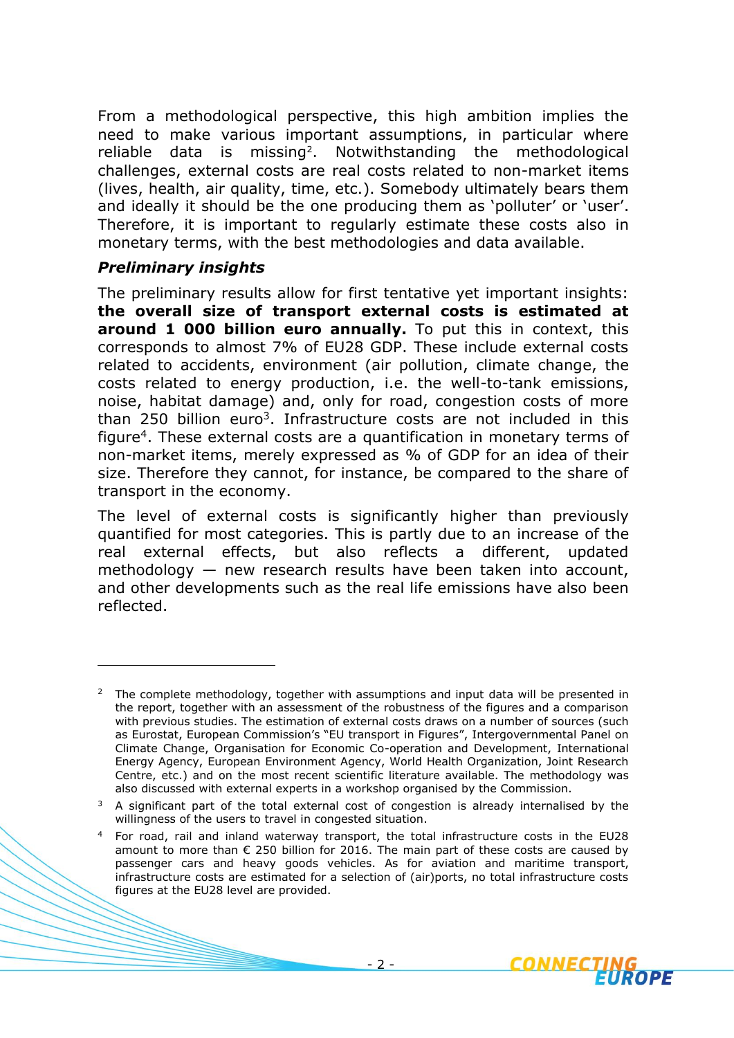From a methodological perspective, this high ambition implies the need to make various important assumptions, in particular where reliable data is missing[2]. Notwithstanding the methodological challenges, external costs are real costs related to non-market items (lives, health, air quality, time, etc.). Somebody ultimately bears them and ideally it should be the one producing them as 'polluter' or 'user'. Therefore, it is important to regularly estimate these costs also in monetary terms, with the best methodologies and data available.

### *Preliminary insights*

The preliminary results allow for first tentative yet important insights: **the overall size of transport external costs is estimated at around 1 000 billion euro annually.** To put this in context, this corresponds to almost 7% of EU28 GDP. These include external costs related to accidents, environment (air pollution, climate change, the costs related to energy production, i.e. the well-to-tank emissions, noise, habitat damage) and, only for road, congestion costs of more than 250 billion euro[3]. Infrastructure costs are not included in this figure[4]. These external costs are a quantification in monetary terms of non-market items, merely expressed as % of GDP for an idea of their size. Therefore they cannot, for instance, be compared to the share of transport in the economy.

The level of external costs is significantly higher than previously quantified for most categories. This is partly due to an increase of the real external effects, but also reflects a different, updated methodology — new research results have been taken into account, and other developments such as the real life emissions have also been reflected.

---

[2] The complete methodology, together with assumptions and input data will be presented in the report, together with an assessment of the robustness of the figures and a comparison with previous studies. The estimation of external costs draws on a number of sources (such as Eurostat, European Commission's "EU transport in Figures", Intergovernmental Panel on Climate Change, Organisation for Economic Co-operation and Development, International Energy Agency, European Environment Agency, World Health Organization, Joint Research Centre, etc.) and on the most recent scientific literature available. The methodology was also discussed with external experts in a workshop organised by the Commission.

[3] A significant part of the total external cost of congestion is already internalised by the willingness of the users to travel in congested situation.

[4] For road, rail and inland waterway transport, the total infrastructure costs in the EU28 amount to more than € 250 billion for 2016. The main part of these costs are caused by passenger cars and heavy goods vehicles. As for aviation and maritime transport, infrastructure costs are estimated for a selection of (air)ports, no total infrastructure costs figures at the EU28 level are provided.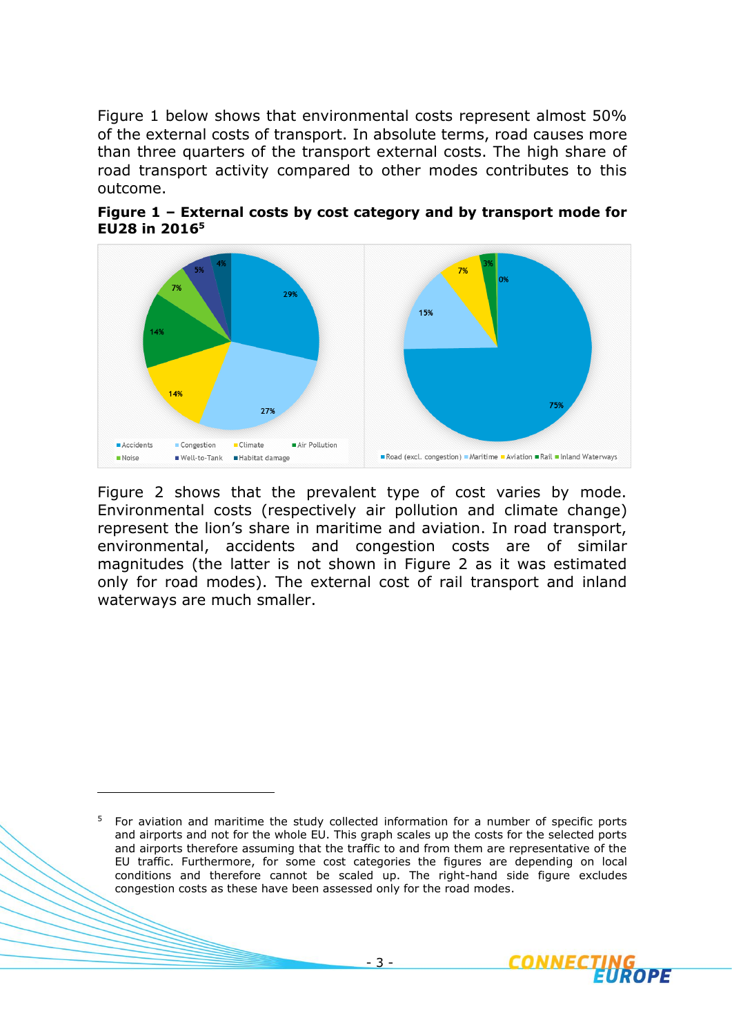Figure 1 below shows that environmental costs represent almost 50% of the external costs of transport. In absolute terms, road causes more than three quarters of the transport external costs. The high share of road transport activity compared to other modes contributes to this outcome.

**Figure 1 – External costs by cost category and by transport mode for EU28 in 2016[5]**

Figure 2 shows that the prevalent type of cost varies by mode. Environmental costs (respectively air pollution and climate change) represent the lion's share in maritime and aviation. In road transport, environmental, accidents and congestion costs are of similar magnitudes (the latter is not shown in Figure 2 as it was estimated only for road modes). The external cost of rail transport and inland waterways are much smaller.

---

[5] For aviation and maritime the study collected information for a number of specific ports and airports and not for the whole EU. This graph scales up the costs for the selected ports and airports therefore assuming that the traffic to and from them are representative of the EU traffic. Furthermore, for some cost categories the figures are depending on local conditions and therefore cannot be scaled up. The right-hand side figure excludes congestion costs as these have been assessed only for the road modes.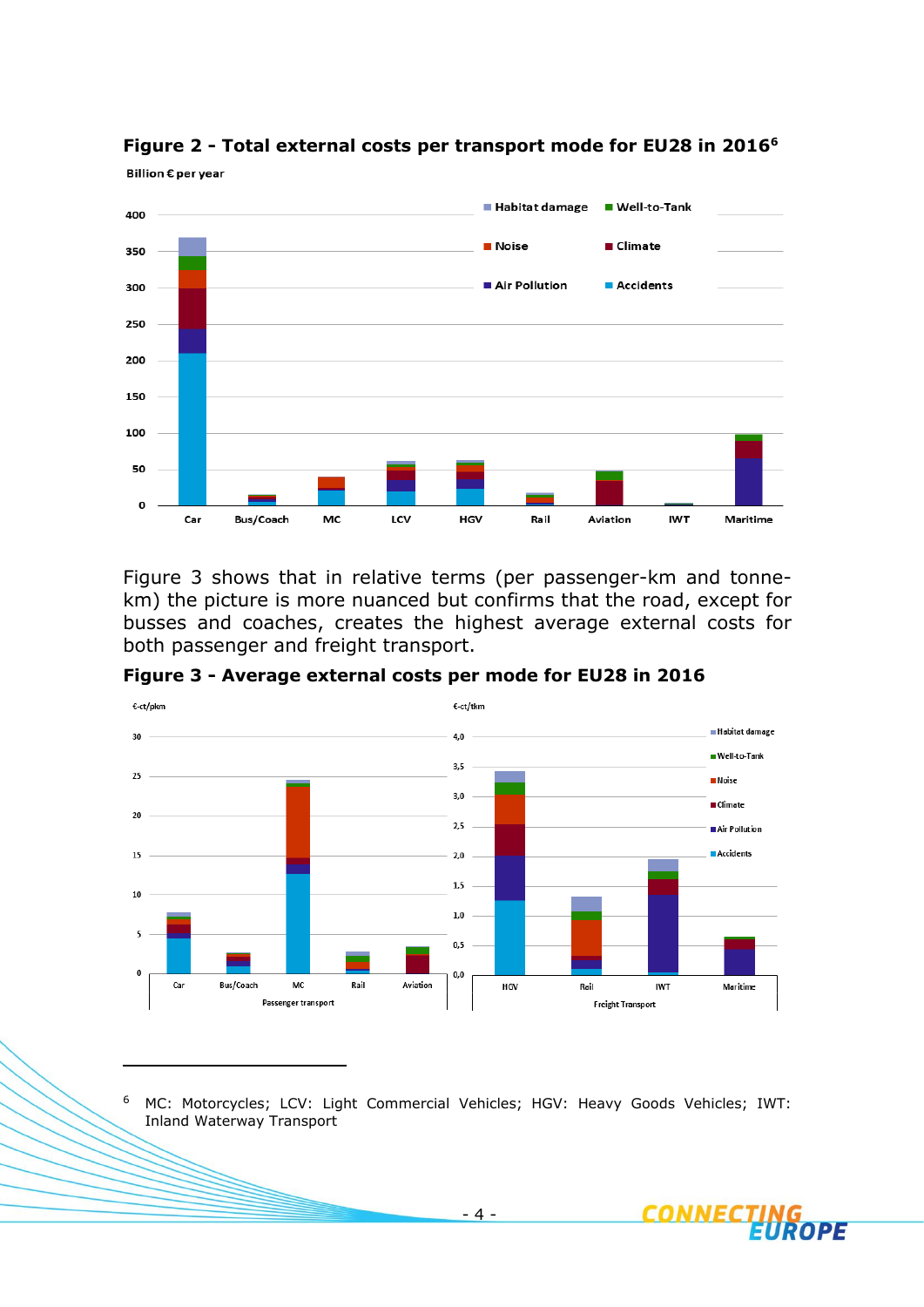**Figure 2 - Total external costs per transport mode for EU28 in 2016**[6]

Figure 3 shows that in relative terms (per passenger-km and tonne-km) the picture is more nuanced but confirms that the road, except for busses and coaches, creates the highest average external costs for both passenger and freight transport.

**Figure 3 - Average external costs per mode for EU28 in 2016**

---

[6] MC: Motorcycles; LCV: Light Commercial Vehicles; HGV: Heavy Goods Vehicles; IWT: Inland Waterway Transport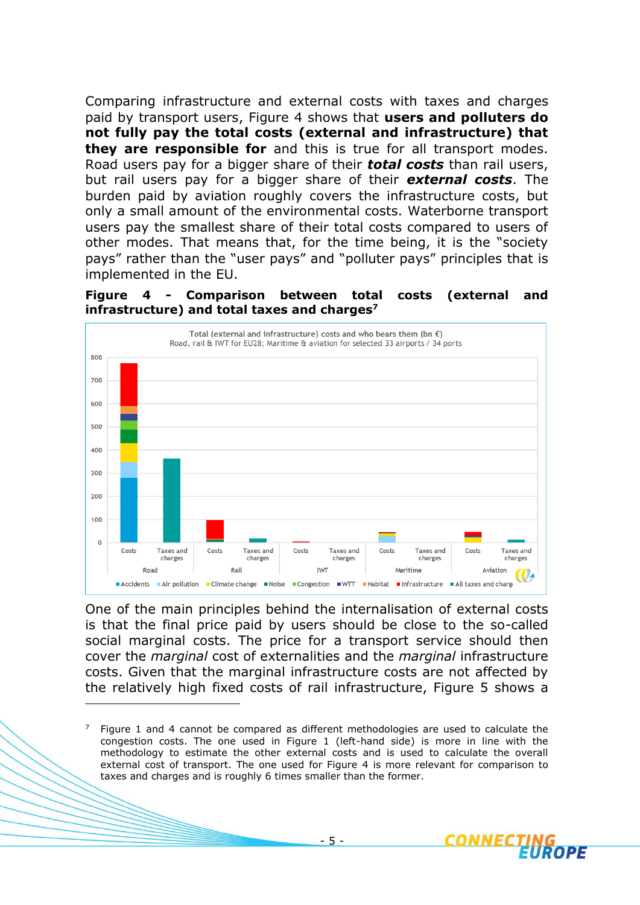Comparing infrastructure and external costs with taxes and charges paid by transport users, Figure 4 shows that **users and polluters do not fully pay the total costs (external and infrastructure) that they are responsible for** and this is true for all transport modes. Road users pay for a bigger share of their ***total costs*** than rail users, but rail users pay for a bigger share of their ***external costs***. The burden paid by aviation roughly covers the infrastructure costs, but only a small amount of the environmental costs. Waterborne transport users pay the smallest share of their total costs compared to users of other modes. That means that, for the time being, it is the "society pays" rather than the "user pays" and "polluter pays" principles that is implemented in the EU.

**Figure 4 - Comparison between total costs (external and infrastructure) and total taxes and charges**[7]

One of the main principles behind the internalisation of external costs is that the final price paid by users should be close to the so-called social marginal costs. The price for a transport service should then cover the *marginal* cost of externalities and the *marginal* infrastructure costs. Given that the marginal infrastructure costs are not affected by the relatively high fixed costs of rail infrastructure, Figure 5 shows a

[7] Figure 1 and 4 cannot be compared as different methodologies are used to calculate the congestion costs. The one used in Figure 1 (left-hand side) is more in line with the methodology to estimate the other external costs and is used to calculate the overall external cost of transport. The one used for Figure 4 is more relevant for comparison to taxes and charges and is roughly 6 times smaller than the former.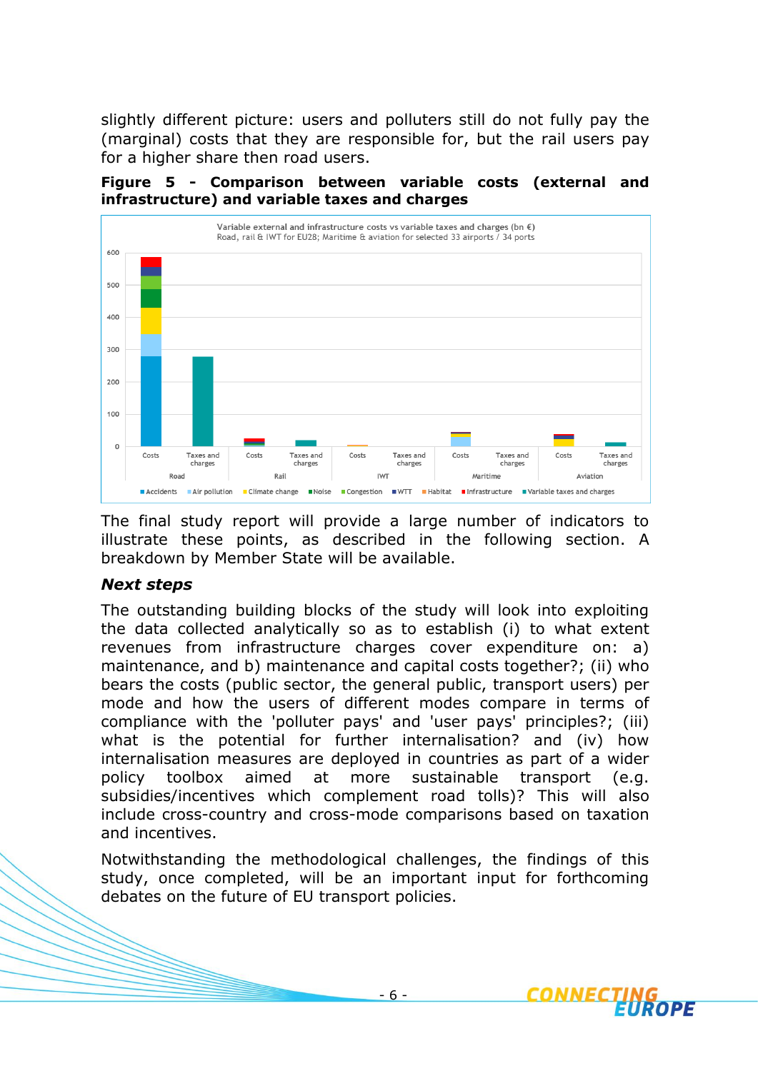slightly different picture: users and polluters still do not fully pay the (marginal) costs that they are responsible for, but the rail users pay for a higher share then road users.

**Figure 5 - Comparison between variable costs (external and infrastructure) and variable taxes and charges**

Variable external and infrastructure costs vs variable taxes and charges (bn €)
Road, rail & IWT for EU28; Maritime & aviation for selected 33 airports / 34 ports

600
500
400
300
200
100
0

Costs, Taxes and charges — Road
Costs, Taxes and charges — Rail
Costs, Taxes and charges — IWT
Costs, Taxes and charges — Maritime
Costs, Taxes and charges — Aviation

Accidents, Air pollution, Climate change, Noise, Congestion, WTT, Habitat, Infrastructure, Variable taxes and charges

The final study report will provide a large number of indicators to illustrate these points, as described in the following section. A breakdown by Member State will be available.

***Next steps***

The outstanding building blocks of the study will look into exploiting the data collected analytically so as to establish (i) to what extent revenues from infrastructure charges cover expenditure on: a) maintenance, and b) maintenance and capital costs together?; (ii) who bears the costs (public sector, the general public, transport users) per mode and how the users of different modes compare in terms of compliance with the 'polluter pays' and 'user pays' principles?; (iii) what is the potential for further internalisation? and (iv) how internalisation measures are deployed in countries as part of a wider policy toolbox aimed at more sustainable transport (e.g. subsidies/incentives which complement road tolls)? This will also include cross-country and cross-mode comparisons based on taxation and incentives.

Notwithstanding the methodological challenges, the findings of this study, once completed, will be an important input for forthcoming debates on the future of EU transport policies.